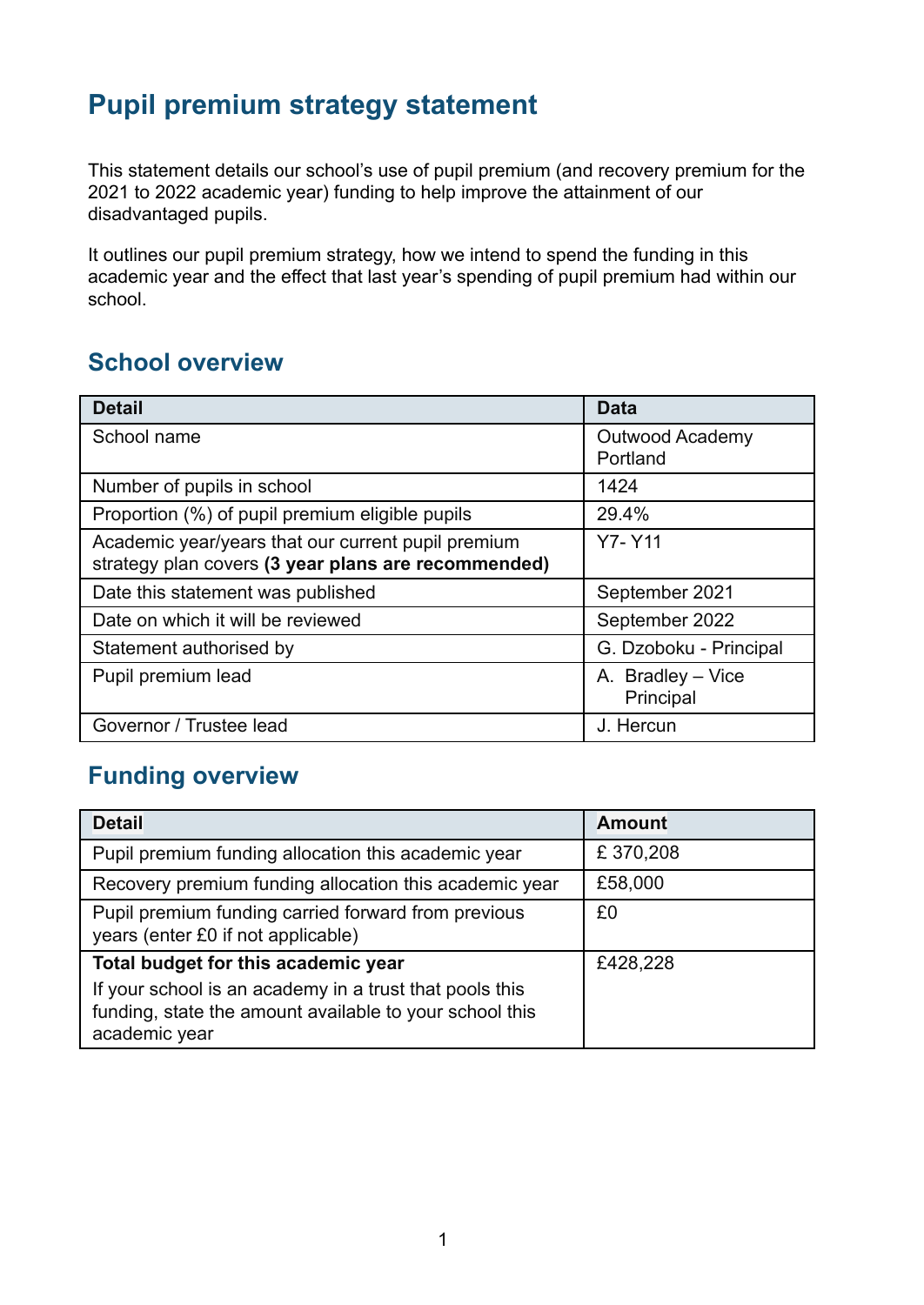# Pupil premium strategy statement

This statement details our school's use of pupil premium (and recovery premium for the 2021 to 2022 academic year) funding to help improve the attainment of our disadvantaged pupils.

It outlines our pupil premium strategy, how we intend to spend the funding in this academic year and the effect that last year's spending of pupil premium had within our school.

## School overview

| Detail | Data |
| --- | --- |
| School name | Outwood Academy Portland |
| Number of pupils in school | 1424 |
| Proportion (%) of pupil premium eligible pupils | 29.4% |
| Academic year/years that our current pupil premium strategy plan covers **(3 year plans are recommended)** | Y7- Y11 |
| Date this statement was published | September 2021 |
| Date on which it will be reviewed | September 2022 |
| Statement authorised by | G. Dzoboku - Principal |
| Pupil premium lead | A. Bradley – Vice Principal |
| Governor / Trustee lead | J. Hercun |

## Funding overview

| Detail | Amount |
| --- | --- |
| Pupil premium funding allocation this academic year | £ 370,208 |
| Recovery premium funding allocation this academic year | £58,000 |
| Pupil premium funding carried forward from previous years (enter £0 if not applicable) | £0 |
| **Total budget for this academic year**<br>If your school is an academy in a trust that pools this funding, state the amount available to your school this academic year | £428,228 |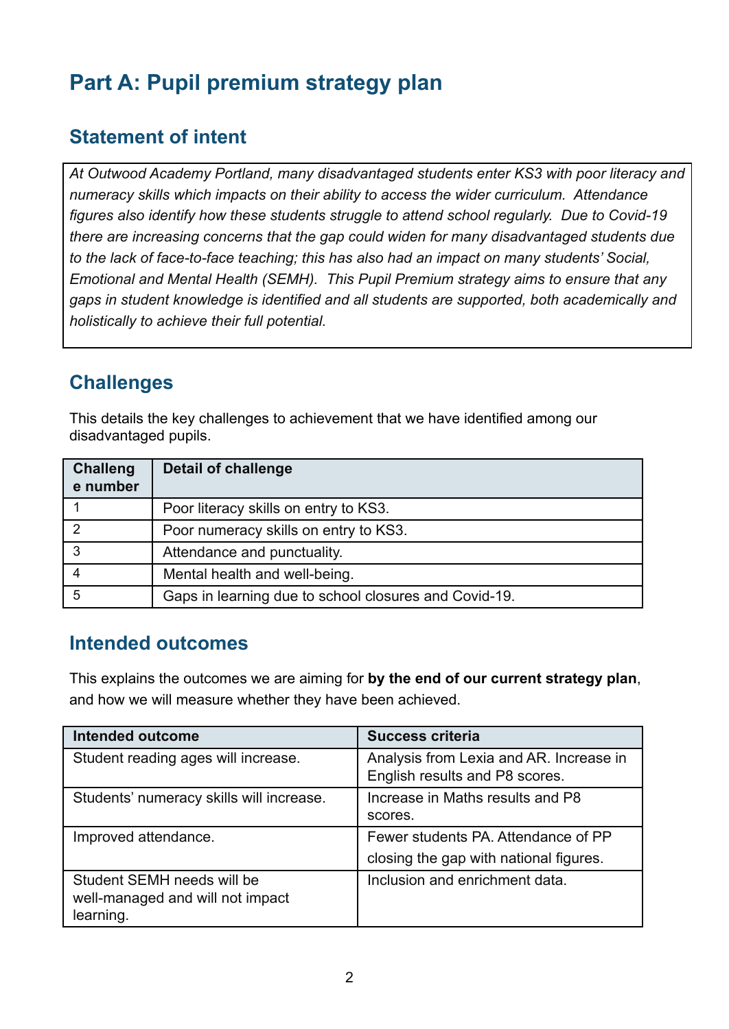# Part A: Pupil premium strategy plan

## Statement of intent

*At Outwood Academy Portland, many disadvantaged students enter KS3 with poor literacy and numeracy skills which impacts on their ability to access the wider curriculum. Attendance figures also identify how these students struggle to attend school regularly. Due to Covid-19 there are increasing concerns that the gap could widen for many disadvantaged students due to the lack of face-to-face teaching; this has also had an impact on many students' Social, Emotional and Mental Health (SEMH). This Pupil Premium strategy aims to ensure that any gaps in student knowledge is identified and all students are supported, both academically and holistically to achieve their full potential.*

## Challenges

This details the key challenges to achievement that we have identified among our disadvantaged pupils.

| Challenge number | Detail of challenge |
|---|---|
| 1 | Poor literacy skills on entry to KS3. |
| 2 | Poor numeracy skills on entry to KS3. |
| 3 | Attendance and punctuality. |
| 4 | Mental health and well-being. |
| 5 | Gaps in learning due to school closures and Covid-19. |

## Intended outcomes

This explains the outcomes we are aiming for **by the end of our current strategy plan**, and how we will measure whether they have been achieved.

| Intended outcome | Success criteria |
|---|---|
| Student reading ages will increase. | Analysis from Lexia and AR. Increase in English results and P8 scores. |
| Students' numeracy skills will increase. | Increase in Maths results and P8 scores. |
| Improved attendance. | Fewer students PA. Attendance of PP closing the gap with national figures. |
| Student SEMH needs will be well-managed and will not impact learning. | Inclusion and enrichment data. |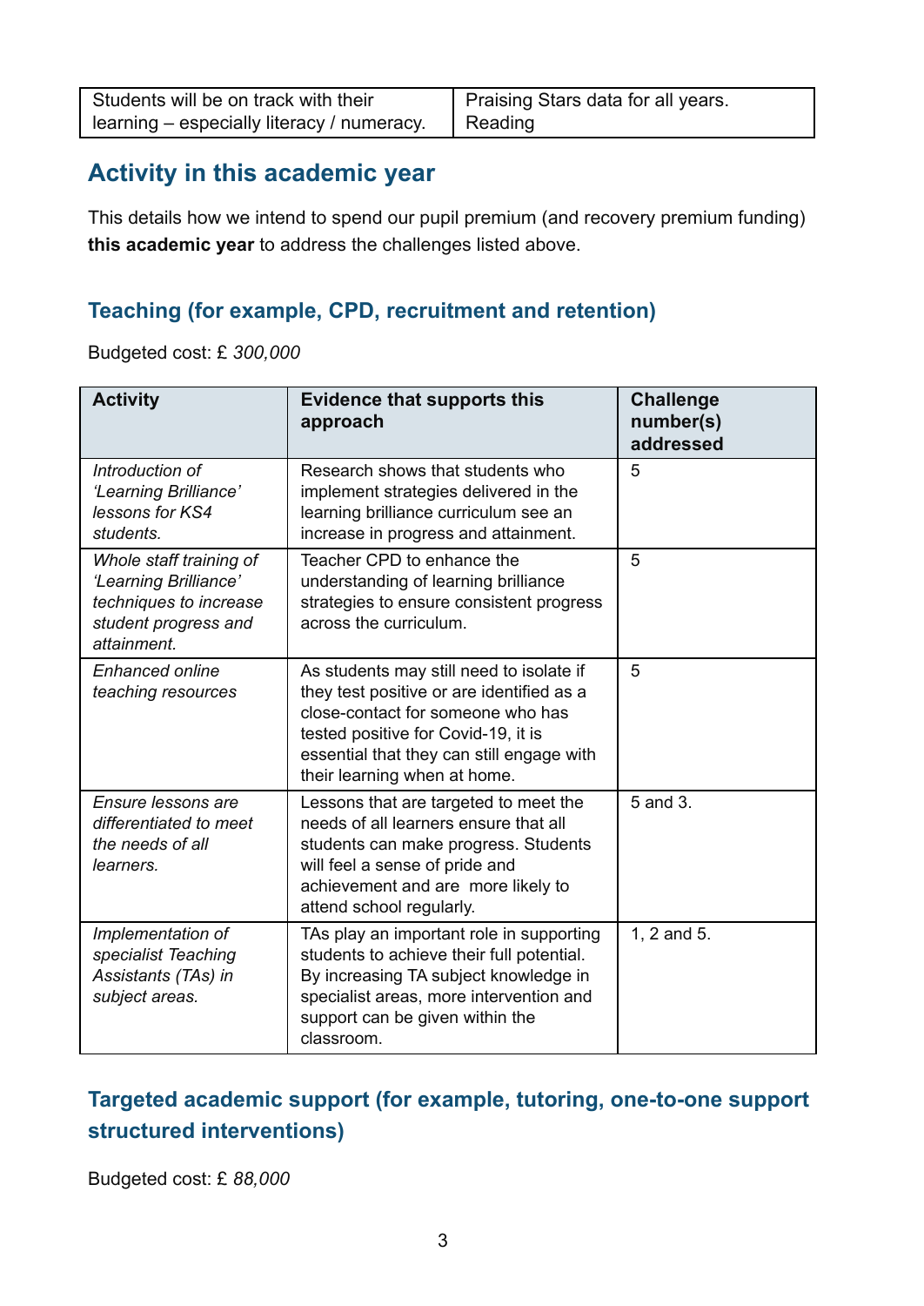| | |
|---|---|
| Students will be on track with their learning – especially literacy / numeracy. | Praising Stars data for all years. Reading |

## Activity in this academic year

This details how we intend to spend our pupil premium (and recovery premium funding) **this academic year** to address the challenges listed above.

### Teaching (for example, CPD, recruitment and retention)

Budgeted cost: £ *300,000*

| Activity | Evidence that supports this approach | Challenge number(s) addressed |
|---|---|---|
| *Introduction of 'Learning Brilliance' lessons for KS4 students.* | Research shows that students who implement strategies delivered in the learning brilliance curriculum see an increase in progress and attainment. | 5 |
| *Whole staff training of 'Learning Brilliance' techniques to increase student progress and attainment.* | Teacher CPD to enhance the understanding of learning brilliance strategies to ensure consistent progress across the curriculum. | 5 |
| *Enhanced online teaching resources* | As students may still need to isolate if they test positive or are identified as a close-contact for someone who has tested positive for Covid-19, it is essential that they can still engage with their learning when at home. | 5 |
| *Ensure lessons are differentiated to meet the needs of all learners.* | Lessons that are targeted to meet the needs of all learners ensure that all students can make progress. Students will feel a sense of pride and achievement and are more likely to attend school regularly. | 5 and 3. |
| *Implementation of specialist Teaching Assistants (TAs) in subject areas.* | TAs play an important role in supporting students to achieve their full potential. By increasing TA subject knowledge in specialist areas, more intervention and support can be given within the classroom. | 1, 2 and 5. |

### Targeted academic support (for example, tutoring, one-to-one support structured interventions)

Budgeted cost: £ *88,000*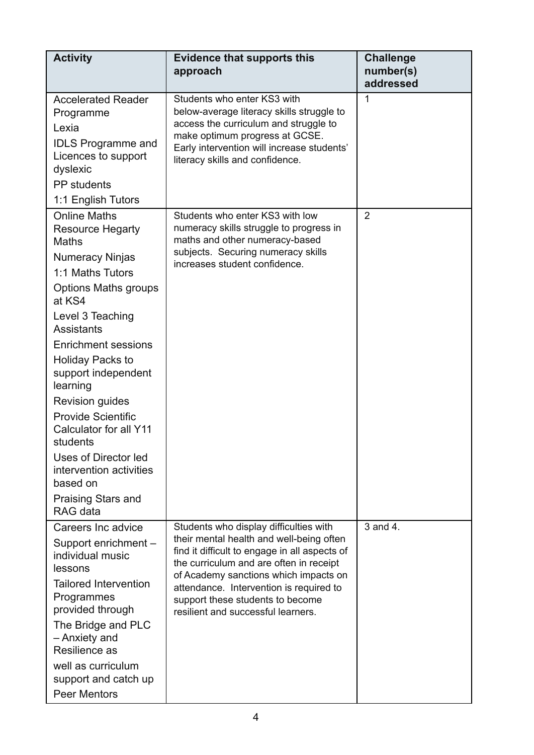| Activity | Evidence that supports this approach | Challenge number(s) addressed |
|---|---|---|
| Accelerated Reader Programme<br>Lexia<br>IDLS Programme and Licences to support dyslexic<br>PP students<br>1:1 English Tutors | Students who enter KS3 with below-average literacy skills struggle to access the curriculum and struggle to make optimum progress at GCSE. Early intervention will increase students' literacy skills and confidence. | 1 |
| Online Maths Resource Hegarty Maths<br>Numeracy Ninjas<br>1:1 Maths Tutors<br>Options Maths groups at KS4<br>Level 3 Teaching Assistants<br>Enrichment sessions<br>Holiday Packs to support independent learning<br>Revision guides<br>Provide Scientific Calculator for all Y11 students<br>Uses of Director led intervention activities based on<br>Praising Stars and RAG data | Students who enter KS3 with low numeracy skills struggle to progress in maths and other numeracy-based subjects. Securing numeracy skills increases student confidence. | 2 |
| Careers Inc advice<br>Support enrichment – individual music lessons<br>Tailored Intervention Programmes provided through<br>The Bridge and PLC – Anxiety and Resilience as<br>well as curriculum support and catch up<br>Peer Mentors | Students who display difficulties with their mental health and well-being often find it difficult to engage in all aspects of the curriculum and are often in receipt of Academy sanctions which impacts on attendance. Intervention is required to support these students to become resilient and successful learners. | 3 and 4. |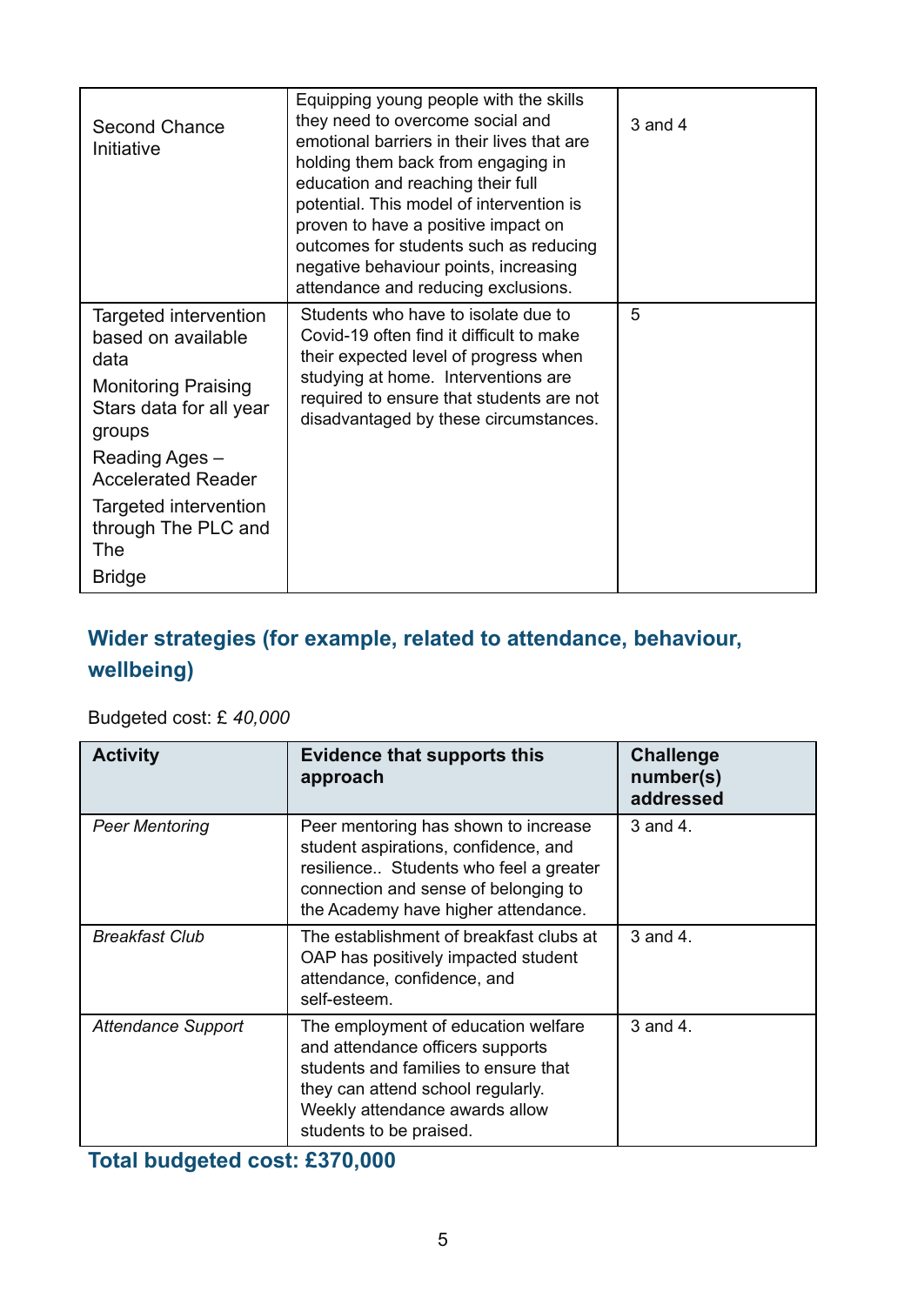| | | |
|---|---|---|
| Second Chance Initiative | Equipping young people with the skills they need to overcome social and emotional barriers in their lives that are holding them back from engaging in education and reaching their full potential. This model of intervention is proven to have a positive impact on outcomes for students such as reducing negative behaviour points, increasing attendance and reducing exclusions. | 3 and 4 |
| Targeted intervention based on available data<br>Monitoring Praising Stars data for all year groups<br>Reading Ages – Accelerated Reader<br>Targeted intervention through The PLC and The<br>Bridge | Students who have to isolate due to Covid-19 often find it difficult to make their expected level of progress when studying at home. Interventions are required to ensure that students are not disadvantaged by these circumstances. | 5 |

## Wider strategies (for example, related to attendance, behaviour, wellbeing)

Budgeted cost: £ *40,000*

| Activity | Evidence that supports this approach | Challenge number(s) addressed |
|---|---|---|
| *Peer Mentoring* | Peer mentoring has shown to increase student aspirations, confidence, and resilience.. Students who feel a greater connection and sense of belonging to the Academy have higher attendance. | 3 and 4. |
| *Breakfast Club* | The establishment of breakfast clubs at OAP has positively impacted student attendance, confidence, and self-esteem. | 3 and 4. |
| *Attendance Support* | The employment of education welfare and attendance officers supports students and families to ensure that they can attend school regularly. Weekly attendance awards allow students to be praised. | 3 and 4. |

## Total budgeted cost: £370,000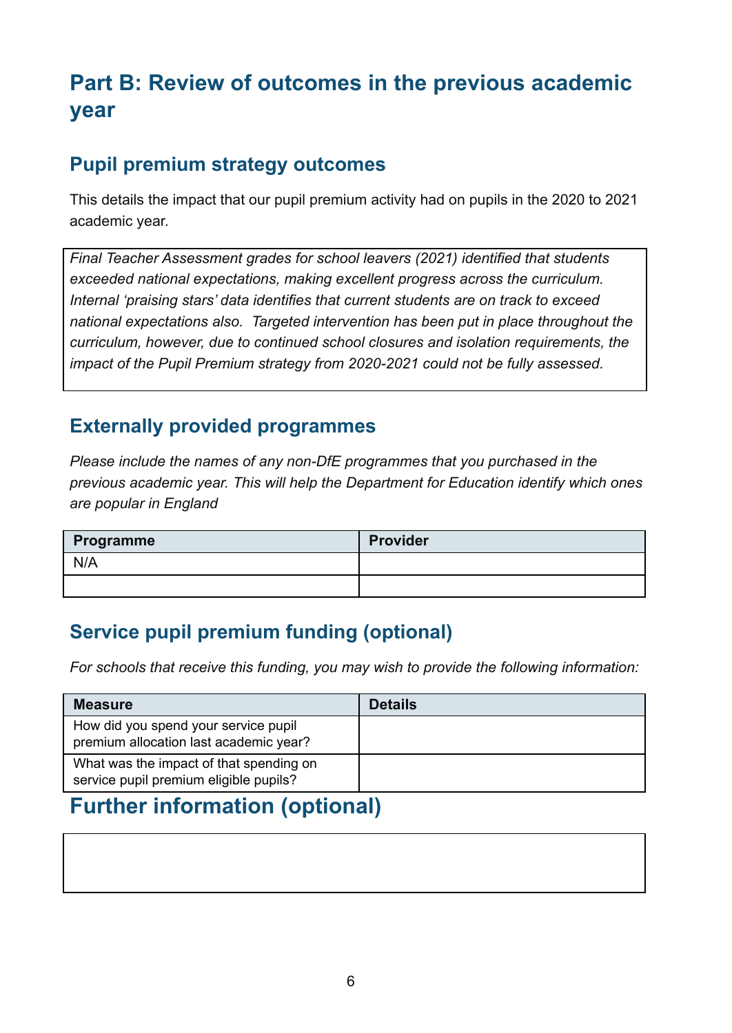# Part B: Review of outcomes in the previous academic year

## Pupil premium strategy outcomes

This details the impact that our pupil premium activity had on pupils in the 2020 to 2021 academic year.

*Final Teacher Assessment grades for school leavers (2021) identified that students exceeded national expectations, making excellent progress across the curriculum. Internal 'praising stars' data identifies that current students are on track to exceed national expectations also. Targeted intervention has been put in place throughout the curriculum, however, due to continued school closures and isolation requirements, the impact of the Pupil Premium strategy from 2020-2021 could not be fully assessed.*

## Externally provided programmes

*Please include the names of any non-DfE programmes that you purchased in the previous academic year. This will help the Department for Education identify which ones are popular in England*

| Programme | Provider |
|---|---|
| N/A | |
| | |

## Service pupil premium funding (optional)

*For schools that receive this funding, you may wish to provide the following information:*

| Measure | Details |
|---|---|
| How did you spend your service pupil premium allocation last academic year? | |
| What was the impact of that spending on service pupil premium eligible pupils? | |

# Further information (optional)